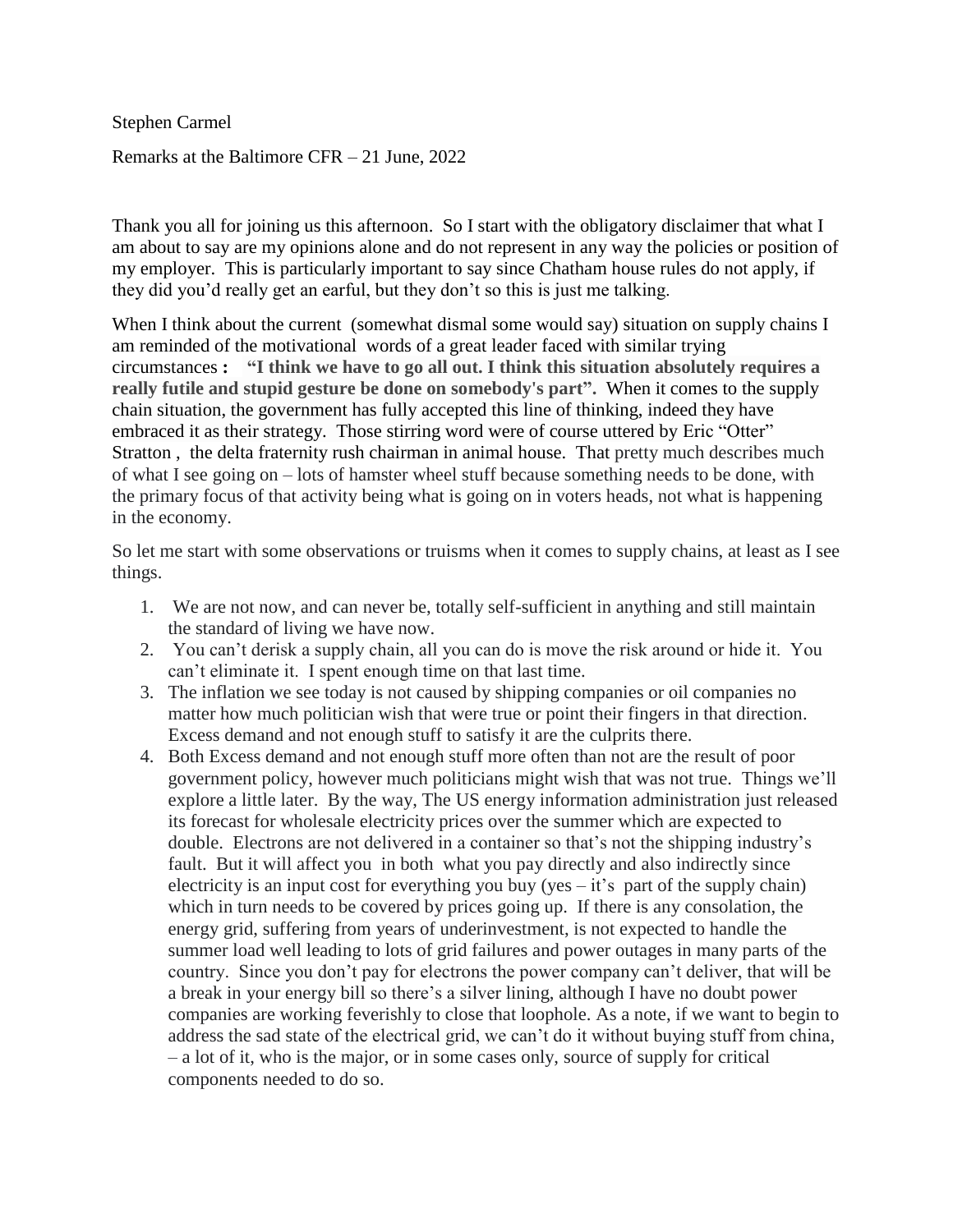Stephen Carmel

Remarks at the Baltimore CFR – 21 June, 2022

Thank you all for joining us this afternoon. So I start with the obligatory disclaimer that what I am about to say are my opinions alone and do not represent in any way the policies or position of my employer. This is particularly important to say since Chatham house rules do not apply, if they did you'd really get an earful, but they don't so this is just me talking.

When I think about the current (somewhat dismal some would say) situation on supply chains I am reminded of the motivational words of a great leader faced with similar trying circumstances **: "I think we have to go all out. I think this situation absolutely requires a really futile and stupid gesture be done on somebody's part".** When it comes to the supply chain situation, the government has fully accepted this line of thinking, indeed they have embraced it as their strategy. Those stirring word were of course uttered by Eric "Otter" Stratton , the delta fraternity rush chairman in animal house. That pretty much describes much of what I see going on – lots of hamster wheel stuff because something needs to be done, with the primary focus of that activity being what is going on in voters heads, not what is happening in the economy.

So let me start with some observations or truisms when it comes to supply chains, at least as I see things.

1. We are not now, and can never be, totally self-sufficient in anything and still maintain the standard of living we have now.
2. You can't derisk a supply chain, all you can do is move the risk around or hide it. You can't eliminate it. I spent enough time on that last time.
3. The inflation we see today is not caused by shipping companies or oil companies no matter how much politician wish that were true or point their fingers in that direction. Excess demand and not enough stuff to satisfy it are the culprits there.
4. Both Excess demand and not enough stuff more often than not are the result of poor government policy, however much politicians might wish that was not true. Things we'll explore a little later. By the way, The US energy information administration just released its forecast for wholesale electricity prices over the summer which are expected to double. Electrons are not delivered in a container so that's not the shipping industry's fault. But it will affect you in both what you pay directly and also indirectly since electricity is an input cost for everything you buy (yes – it's part of the supply chain) which in turn needs to be covered by prices going up. If there is any consolation, the energy grid, suffering from years of underinvestment, is not expected to handle the summer load well leading to lots of grid failures and power outages in many parts of the country. Since you don't pay for electrons the power company can't deliver, that will be a break in your energy bill so there's a silver lining, although I have no doubt power companies are working feverishly to close that loophole. As a note, if we want to begin to address the sad state of the electrical grid, we can't do it without buying stuff from china, – a lot of it, who is the major, or in some cases only, source of supply for critical components needed to do so.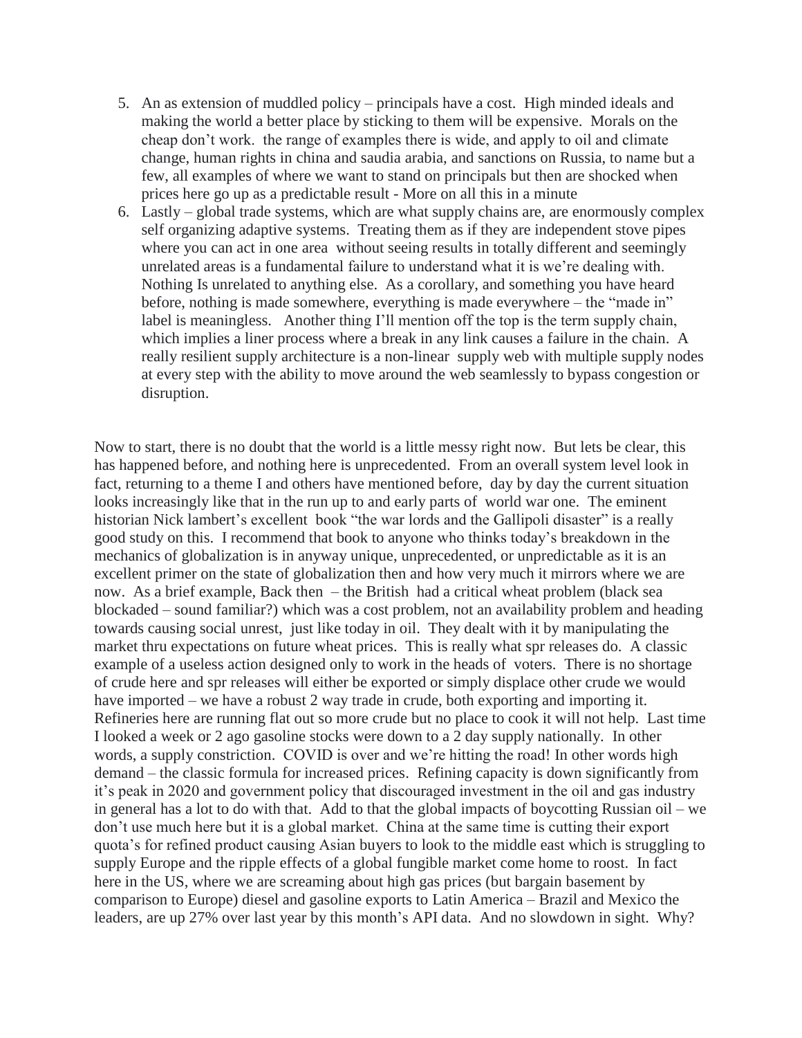5. An as extension of muddled policy – principals have a cost. High minded ideals and making the world a better place by sticking to them will be expensive. Morals on the cheap don't work. the range of examples there is wide, and apply to oil and climate change, human rights in china and saudia arabia, and sanctions on Russia, to name but a few, all examples of where we want to stand on principals but then are shocked when prices here go up as a predictable result - More on all this in a minute
6. Lastly – global trade systems, which are what supply chains are, are enormously complex self organizing adaptive systems. Treating them as if they are independent stove pipes where you can act in one area without seeing results in totally different and seemingly unrelated areas is a fundamental failure to understand what it is we're dealing with. Nothing Is unrelated to anything else. As a corollary, and something you have heard before, nothing is made somewhere, everything is made everywhere – the "made in" label is meaningless. Another thing I'll mention off the top is the term supply chain, which implies a liner process where a break in any link causes a failure in the chain. A really resilient supply architecture is a non-linear supply web with multiple supply nodes at every step with the ability to move around the web seamlessly to bypass congestion or disruption.

Now to start, there is no doubt that the world is a little messy right now. But lets be clear, this has happened before, and nothing here is unprecedented. From an overall system level look in fact, returning to a theme I and others have mentioned before, day by day the current situation looks increasingly like that in the run up to and early parts of world war one. The eminent historian Nick lambert's excellent book "the war lords and the Gallipoli disaster" is a really good study on this. I recommend that book to anyone who thinks today's breakdown in the mechanics of globalization is in anyway unique, unprecedented, or unpredictable as it is an excellent primer on the state of globalization then and how very much it mirrors where we are now. As a brief example, Back then – the British had a critical wheat problem (black sea blockaded – sound familiar?) which was a cost problem, not an availability problem and heading towards causing social unrest, just like today in oil. They dealt with it by manipulating the market thru expectations on future wheat prices. This is really what spr releases do. A classic example of a useless action designed only to work in the heads of voters. There is no shortage of crude here and spr releases will either be exported or simply displace other crude we would have imported – we have a robust 2 way trade in crude, both exporting and importing it. Refineries here are running flat out so more crude but no place to cook it will not help. Last time I looked a week or 2 ago gasoline stocks were down to a 2 day supply nationally. In other words, a supply constriction. COVID is over and we're hitting the road! In other words high demand – the classic formula for increased prices. Refining capacity is down significantly from it's peak in 2020 and government policy that discouraged investment in the oil and gas industry in general has a lot to do with that. Add to that the global impacts of boycotting Russian oil – we don't use much here but it is a global market. China at the same time is cutting their export quota's for refined product causing Asian buyers to look to the middle east which is struggling to supply Europe and the ripple effects of a global fungible market come home to roost. In fact here in the US, where we are screaming about high gas prices (but bargain basement by comparison to Europe) diesel and gasoline exports to Latin America – Brazil and Mexico the leaders, are up 27% over last year by this month's API data. And no slowdown in sight. Why?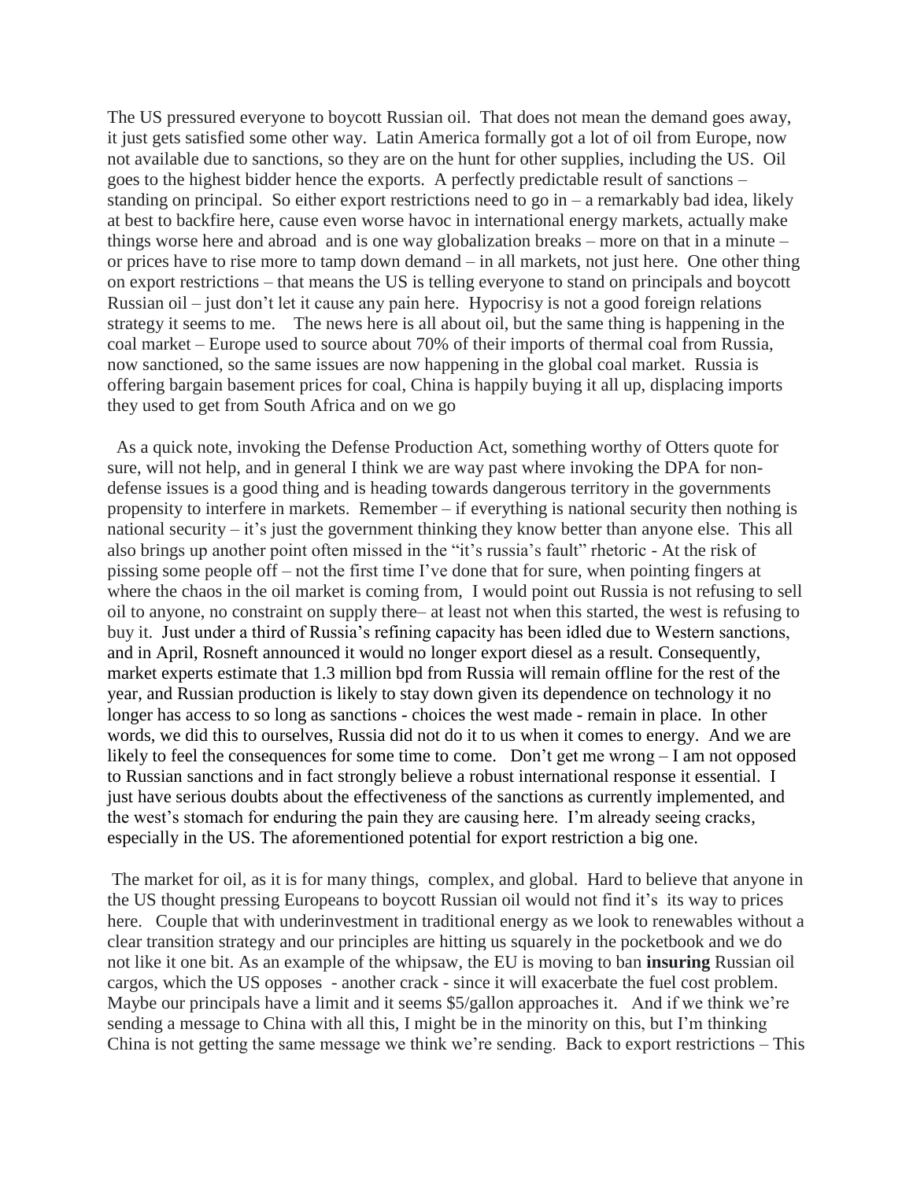The US pressured everyone to boycott Russian oil. That does not mean the demand goes away, it just gets satisfied some other way. Latin America formally got a lot of oil from Europe, now not available due to sanctions, so they are on the hunt for other supplies, including the US. Oil goes to the highest bidder hence the exports. A perfectly predictable result of sanctions – standing on principal. So either export restrictions need to go in – a remarkably bad idea, likely at best to backfire here, cause even worse havoc in international energy markets, actually make things worse here and abroad and is one way globalization breaks – more on that in a minute – or prices have to rise more to tamp down demand – in all markets, not just here. One other thing on export restrictions – that means the US is telling everyone to stand on principals and boycott Russian oil – just don't let it cause any pain here. Hypocrisy is not a good foreign relations strategy it seems to me. The news here is all about oil, but the same thing is happening in the coal market – Europe used to source about 70% of their imports of thermal coal from Russia, now sanctioned, so the same issues are now happening in the global coal market. Russia is offering bargain basement prices for coal, China is happily buying it all up, displacing imports they used to get from South Africa and on we go

As a quick note, invoking the Defense Production Act, something worthy of Otters quote for sure, will not help, and in general I think we are way past where invoking the DPA for non-defense issues is a good thing and is heading towards dangerous territory in the governments propensity to interfere in markets. Remember – if everything is national security then nothing is national security – it's just the government thinking they know better than anyone else. This all also brings up another point often missed in the "it's russia's fault" rhetoric - At the risk of pissing some people off – not the first time I've done that for sure, when pointing fingers at where the chaos in the oil market is coming from, I would point out Russia is not refusing to sell oil to anyone, no constraint on supply there– at least not when this started, the west is refusing to buy it. Just under a third of Russia's refining capacity has been idled due to Western sanctions, and in April, Rosneft announced it would no longer export diesel as a result. Consequently, market experts estimate that 1.3 million bpd from Russia will remain offline for the rest of the year, and Russian production is likely to stay down given its dependence on technology it no longer has access to so long as sanctions - choices the west made - remain in place. In other words, we did this to ourselves, Russia did not do it to us when it comes to energy. And we are likely to feel the consequences for some time to come. Don't get me wrong – I am not opposed to Russian sanctions and in fact strongly believe a robust international response it essential. I just have serious doubts about the effectiveness of the sanctions as currently implemented, and the west's stomach for enduring the pain they are causing here. I'm already seeing cracks, especially in the US. The aforementioned potential for export restriction a big one.

The market for oil, as it is for many things, complex, and global. Hard to believe that anyone in the US thought pressing Europeans to boycott Russian oil would not find it's its way to prices here. Couple that with underinvestment in traditional energy as we look to renewables without a clear transition strategy and our principles are hitting us squarely in the pocketbook and we do not like it one bit. As an example of the whipsaw, the EU is moving to ban **insuring** Russian oil cargos, which the US opposes - another crack - since it will exacerbate the fuel cost problem. Maybe our principals have a limit and it seems $5/gallon approaches it. And if we think we're sending a message to China with all this, I might be in the minority on this, but I'm thinking China is not getting the same message we think we're sending. Back to export restrictions – This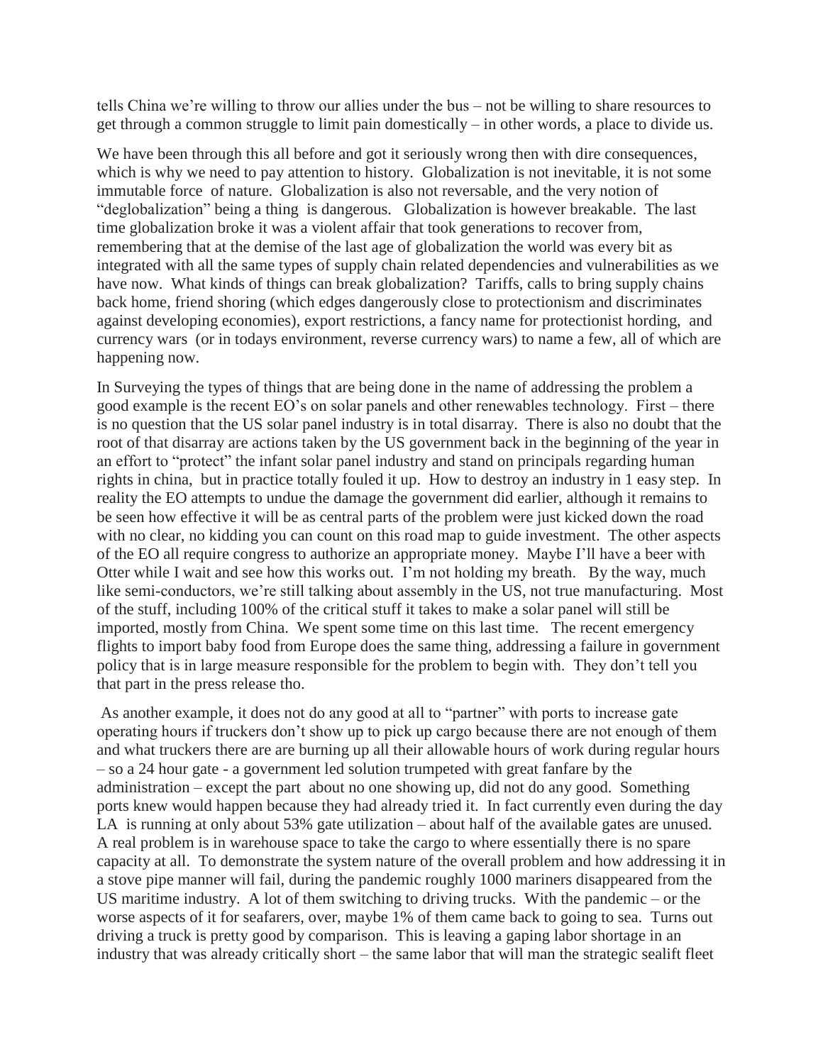tells China we're willing to throw our allies under the bus – not be willing to share resources to get through a common struggle to limit pain domestically – in other words, a place to divide us.

We have been through this all before and got it seriously wrong then with dire consequences, which is why we need to pay attention to history. Globalization is not inevitable, it is not some immutable force of nature. Globalization is also not reversable, and the very notion of "deglobalization" being a thing is dangerous. Globalization is however breakable. The last time globalization broke it was a violent affair that took generations to recover from, remembering that at the demise of the last age of globalization the world was every bit as integrated with all the same types of supply chain related dependencies and vulnerabilities as we have now. What kinds of things can break globalization? Tariffs, calls to bring supply chains back home, friend shoring (which edges dangerously close to protectionism and discriminates against developing economies), export restrictions, a fancy name for protectionist hording, and currency wars (or in todays environment, reverse currency wars) to name a few, all of which are happening now.

In Surveying the types of things that are being done in the name of addressing the problem a good example is the recent EO's on solar panels and other renewables technology. First – there is no question that the US solar panel industry is in total disarray. There is also no doubt that the root of that disarray are actions taken by the US government back in the beginning of the year in an effort to "protect" the infant solar panel industry and stand on principals regarding human rights in china, but in practice totally fouled it up. How to destroy an industry in 1 easy step. In reality the EO attempts to undue the damage the government did earlier, although it remains to be seen how effective it will be as central parts of the problem were just kicked down the road with no clear, no kidding you can count on this road map to guide investment. The other aspects of the EO all require congress to authorize an appropriate money. Maybe I'll have a beer with Otter while I wait and see how this works out. I'm not holding my breath. By the way, much like semi-conductors, we're still talking about assembly in the US, not true manufacturing. Most of the stuff, including 100% of the critical stuff it takes to make a solar panel will still be imported, mostly from China. We spent some time on this last time. The recent emergency flights to import baby food from Europe does the same thing, addressing a failure in government policy that is in large measure responsible for the problem to begin with. They don't tell you that part in the press release tho.

As another example, it does not do any good at all to "partner" with ports to increase gate operating hours if truckers don't show up to pick up cargo because there are not enough of them and what truckers there are are burning up all their allowable hours of work during regular hours – so a 24 hour gate - a government led solution trumpeted with great fanfare by the administration – except the part about no one showing up, did not do any good. Something ports knew would happen because they had already tried it. In fact currently even during the day LA is running at only about 53% gate utilization – about half of the available gates are unused. A real problem is in warehouse space to take the cargo to where essentially there is no spare capacity at all. To demonstrate the system nature of the overall problem and how addressing it in a stove pipe manner will fail, during the pandemic roughly 1000 mariners disappeared from the US maritime industry. A lot of them switching to driving trucks. With the pandemic – or the worse aspects of it for seafarers, over, maybe 1% of them came back to going to sea. Turns out driving a truck is pretty good by comparison. This is leaving a gaping labor shortage in an industry that was already critically short – the same labor that will man the strategic sealift fleet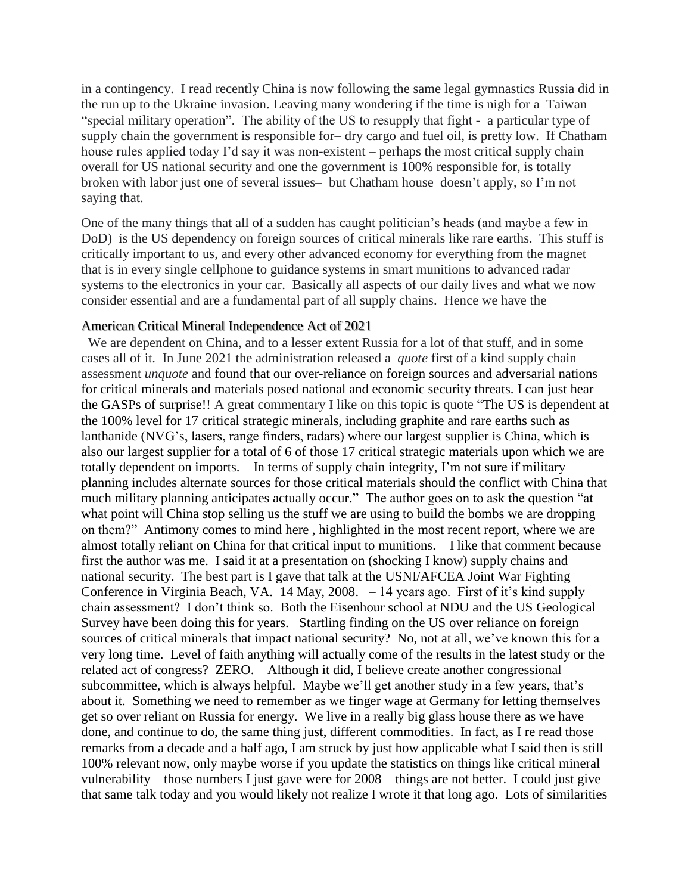in a contingency. I read recently China is now following the same legal gymnastics Russia did in the run up to the Ukraine invasion. Leaving many wondering if the time is nigh for a Taiwan "special military operation". The ability of the US to resupply that fight - a particular type of supply chain the government is responsible for– dry cargo and fuel oil, is pretty low. If Chatham house rules applied today I'd say it was non-existent – perhaps the most critical supply chain overall for US national security and one the government is 100% responsible for, is totally broken with labor just one of several issues– but Chatham house doesn't apply, so I'm not saying that.

One of the many things that all of a sudden has caught politician's heads (and maybe a few in DoD) is the US dependency on foreign sources of critical minerals like rare earths. This stuff is critically important to us, and every other advanced economy for everything from the magnet that is in every single cellphone to guidance systems in smart munitions to advanced radar systems to the electronics in your car. Basically all aspects of our daily lives and what we now consider essential and are a fundamental part of all supply chains. Hence we have the

American Critical Mineral Independence Act of 2021

We are dependent on China, and to a lesser extent Russia for a lot of that stuff, and in some cases all of it. In June 2021 the administration released a *quote* first of a kind supply chain assessment *unquote* and found that our over-reliance on foreign sources and adversarial nations for critical minerals and materials posed national and economic security threats. I can just hear the GASPs of surprise!! A great commentary I like on this topic is quote "The US is dependent at the 100% level for 17 critical strategic minerals, including graphite and rare earths such as lanthanide (NVG's, lasers, range finders, radars) where our largest supplier is China, which is also our largest supplier for a total of 6 of those 17 critical strategic materials upon which we are totally dependent on imports. In terms of supply chain integrity, I'm not sure if military planning includes alternate sources for those critical materials should the conflict with China that much military planning anticipates actually occur." The author goes on to ask the question "at what point will China stop selling us the stuff we are using to build the bombs we are dropping on them?" Antimony comes to mind here , highlighted in the most recent report, where we are almost totally reliant on China for that critical input to munitions. I like that comment because first the author was me. I said it at a presentation on (shocking I know) supply chains and national security. The best part is I gave that talk at the USNI/AFCEA Joint War Fighting Conference in Virginia Beach, VA. 14 May, 2008. – 14 years ago. First of it's kind supply chain assessment? I don't think so. Both the Eisenhour school at NDU and the US Geological Survey have been doing this for years. Startling finding on the US over reliance on foreign sources of critical minerals that impact national security? No, not at all, we've known this for a very long time. Level of faith anything will actually come of the results in the latest study or the related act of congress? ZERO. Although it did, I believe create another congressional subcommittee, which is always helpful. Maybe we'll get another study in a few years, that's about it. Something we need to remember as we finger wage at Germany for letting themselves get so over reliant on Russia for energy. We live in a really big glass house there as we have done, and continue to do, the same thing just, different commodities. In fact, as I re read those remarks from a decade and a half ago, I am struck by just how applicable what I said then is still 100% relevant now, only maybe worse if you update the statistics on things like critical mineral vulnerability – those numbers I just gave were for 2008 – things are not better. I could just give that same talk today and you would likely not realize I wrote it that long ago. Lots of similarities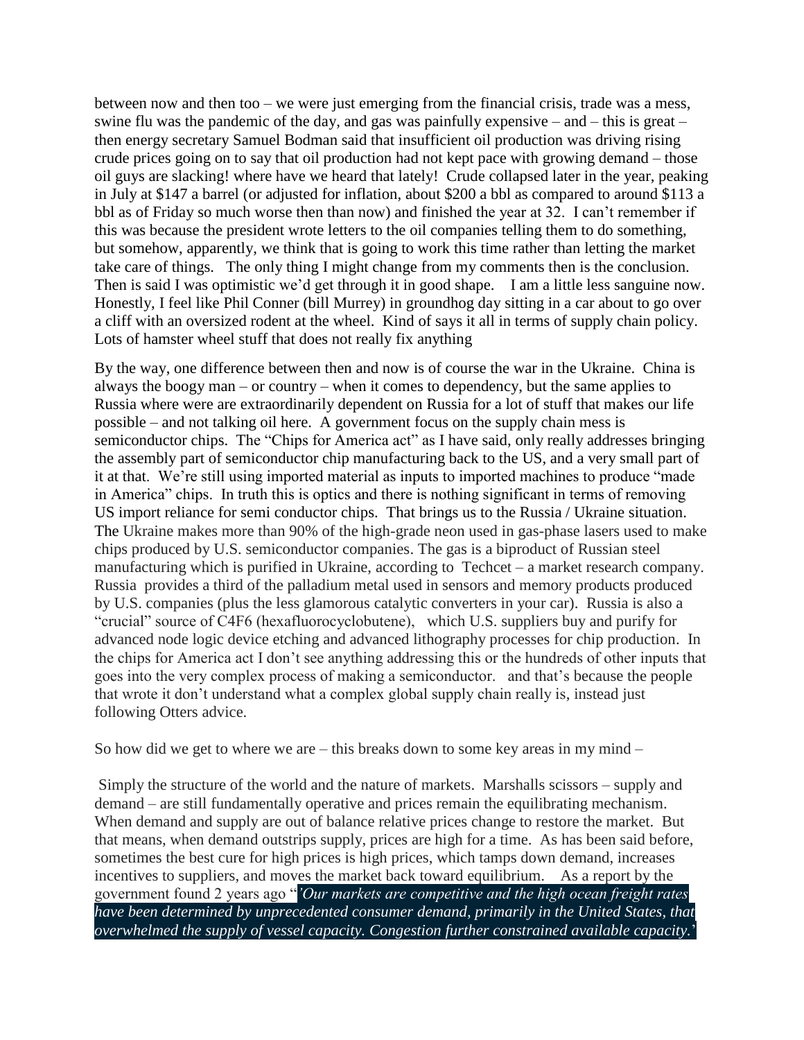between now and then too – we were just emerging from the financial crisis, trade was a mess, swine flu was the pandemic of the day, and gas was painfully expensive – and – this is great – then energy secretary Samuel Bodman said that insufficient oil production was driving rising crude prices going on to say that oil production had not kept pace with growing demand – those oil guys are slacking! where have we heard that lately! Crude collapsed later in the year, peaking in July at $147 a barrel (or adjusted for inflation, about $200 a bbl as compared to around $113 a bbl as of Friday so much worse then than now) and finished the year at 32. I can't remember if this was because the president wrote letters to the oil companies telling them to do something, but somehow, apparently, we think that is going to work this time rather than letting the market take care of things. The only thing I might change from my comments then is the conclusion. Then is said I was optimistic we'd get through it in good shape. I am a little less sanguine now. Honestly, I feel like Phil Conner (bill Murrey) in groundhog day sitting in a car about to go over a cliff with an oversized rodent at the wheel. Kind of says it all in terms of supply chain policy. Lots of hamster wheel stuff that does not really fix anything

By the way, one difference between then and now is of course the war in the Ukraine. China is always the boogy man – or country – when it comes to dependency, but the same applies to Russia where were are extraordinarily dependent on Russia for a lot of stuff that makes our life possible – and not talking oil here. A government focus on the supply chain mess is semiconductor chips. The "Chips for America act" as I have said, only really addresses bringing the assembly part of semiconductor chip manufacturing back to the US, and a very small part of it at that. We're still using imported material as inputs to imported machines to produce "made in America" chips. In truth this is optics and there is nothing significant in terms of removing US import reliance for semi conductor chips. That brings us to the Russia / Ukraine situation. The Ukraine makes more than 90% of the high-grade neon used in gas-phase lasers used to make chips produced by U.S. semiconductor companies. The gas is a biproduct of Russian steel manufacturing which is purified in Ukraine, according to Techcet – a market research company. Russia provides a third of the palladium metal used in sensors and memory products produced by U.S. companies (plus the less glamorous catalytic converters in your car). Russia is also a "crucial" source of $C_4F_6$ (hexafluorocyclobutene), which U.S. suppliers buy and purify for advanced node logic device etching and advanced lithography processes for chip production. In the chips for America act I don't see anything addressing this or the hundreds of other inputs that goes into the very complex process of making a semiconductor. and that's because the people that wrote it don't understand what a complex global supply chain really is, instead just following Otters advice.

So how did we get to where we are – this breaks down to some key areas in my mind –

Simply the structure of the world and the nature of markets. Marshalls scissors – supply and demand – are still fundamentally operative and prices remain the equilibrating mechanism. When demand and supply are out of balance relative prices change to restore the market. But that means, when demand outstrips supply, prices are high for a time. As has been said before, sometimes the best cure for high prices is high prices, which tamps down demand, increases incentives to suppliers, and moves the market back toward equilibrium. As a report by the government found 2 years ago "*'Our markets are competitive and the high ocean freight rates have been determined by unprecedented consumer demand, primarily in the United States, that overwhelmed the supply of vessel capacity. Congestion further constrained available capacity.'*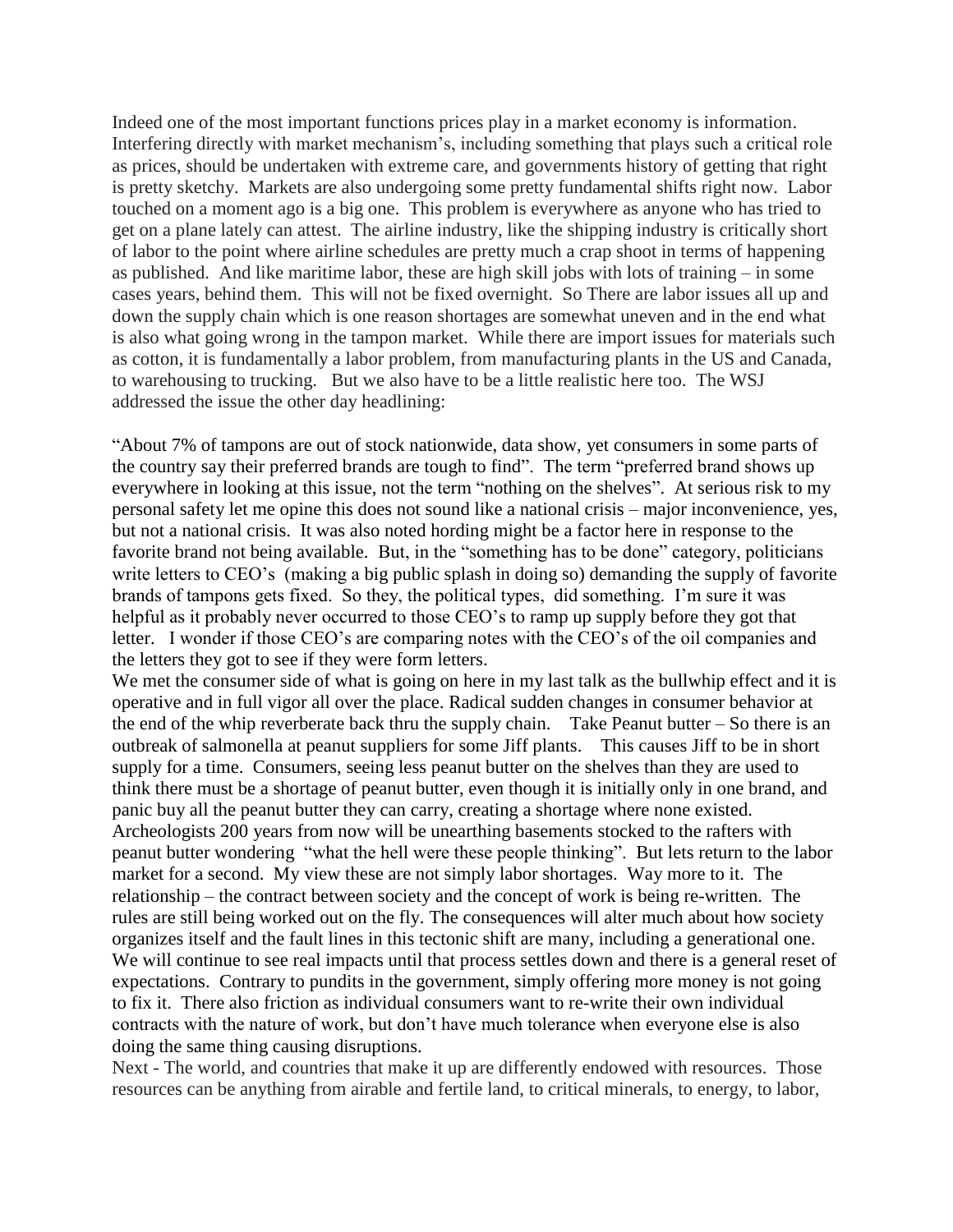Indeed one of the most important functions prices play in a market economy is information. Interfering directly with market mechanism's, including something that plays such a critical role as prices, should be undertaken with extreme care, and governments history of getting that right is pretty sketchy. Markets are also undergoing some pretty fundamental shifts right now. Labor touched on a moment ago is a big one. This problem is everywhere as anyone who has tried to get on a plane lately can attest. The airline industry, like the shipping industry is critically short of labor to the point where airline schedules are pretty much a crap shoot in terms of happening as published. And like maritime labor, these are high skill jobs with lots of training – in some cases years, behind them. This will not be fixed overnight. So There are labor issues all up and down the supply chain which is one reason shortages are somewhat uneven and in the end what is also what going wrong in the tampon market. While there are import issues for materials such as cotton, it is fundamentally a labor problem, from manufacturing plants in the US and Canada, to warehousing to trucking. But we also have to be a little realistic here too. The WSJ addressed the issue the other day headlining:

"About 7% of tampons are out of stock nationwide, data show, yet consumers in some parts of the country say their preferred brands are tough to find". The term "preferred brand shows up everywhere in looking at this issue, not the term "nothing on the shelves". At serious risk to my personal safety let me opine this does not sound like a national crisis – major inconvenience, yes, but not a national crisis. It was also noted hording might be a factor here in response to the favorite brand not being available. But, in the "something has to be done" category, politicians write letters to CEO's (making a big public splash in doing so) demanding the supply of favorite brands of tampons gets fixed. So they, the political types, did something. I'm sure it was helpful as it probably never occurred to those CEO's to ramp up supply before they got that letter. I wonder if those CEO's are comparing notes with the CEO's of the oil companies and the letters they got to see if they were form letters.

We met the consumer side of what is going on here in my last talk as the bullwhip effect and it is operative and in full vigor all over the place. Radical sudden changes in consumer behavior at the end of the whip reverberate back thru the supply chain. Take Peanut butter – So there is an outbreak of salmonella at peanut suppliers for some Jiff plants. This causes Jiff to be in short supply for a time. Consumers, seeing less peanut butter on the shelves than they are used to think there must be a shortage of peanut butter, even though it is initially only in one brand, and panic buy all the peanut butter they can carry, creating a shortage where none existed. Archeologists 200 years from now will be unearthing basements stocked to the rafters with peanut butter wondering "what the hell were these people thinking". But lets return to the labor market for a second. My view these are not simply labor shortages. Way more to it. The relationship – the contract between society and the concept of work is being re-written. The rules are still being worked out on the fly. The consequences will alter much about how society organizes itself and the fault lines in this tectonic shift are many, including a generational one. We will continue to see real impacts until that process settles down and there is a general reset of expectations. Contrary to pundits in the government, simply offering more money is not going to fix it. There also friction as individual consumers want to re-write their own individual contracts with the nature of work, but don't have much tolerance when everyone else is also doing the same thing causing disruptions.

Next - The world, and countries that make it up are differently endowed with resources. Those resources can be anything from airable and fertile land, to critical minerals, to energy, to labor,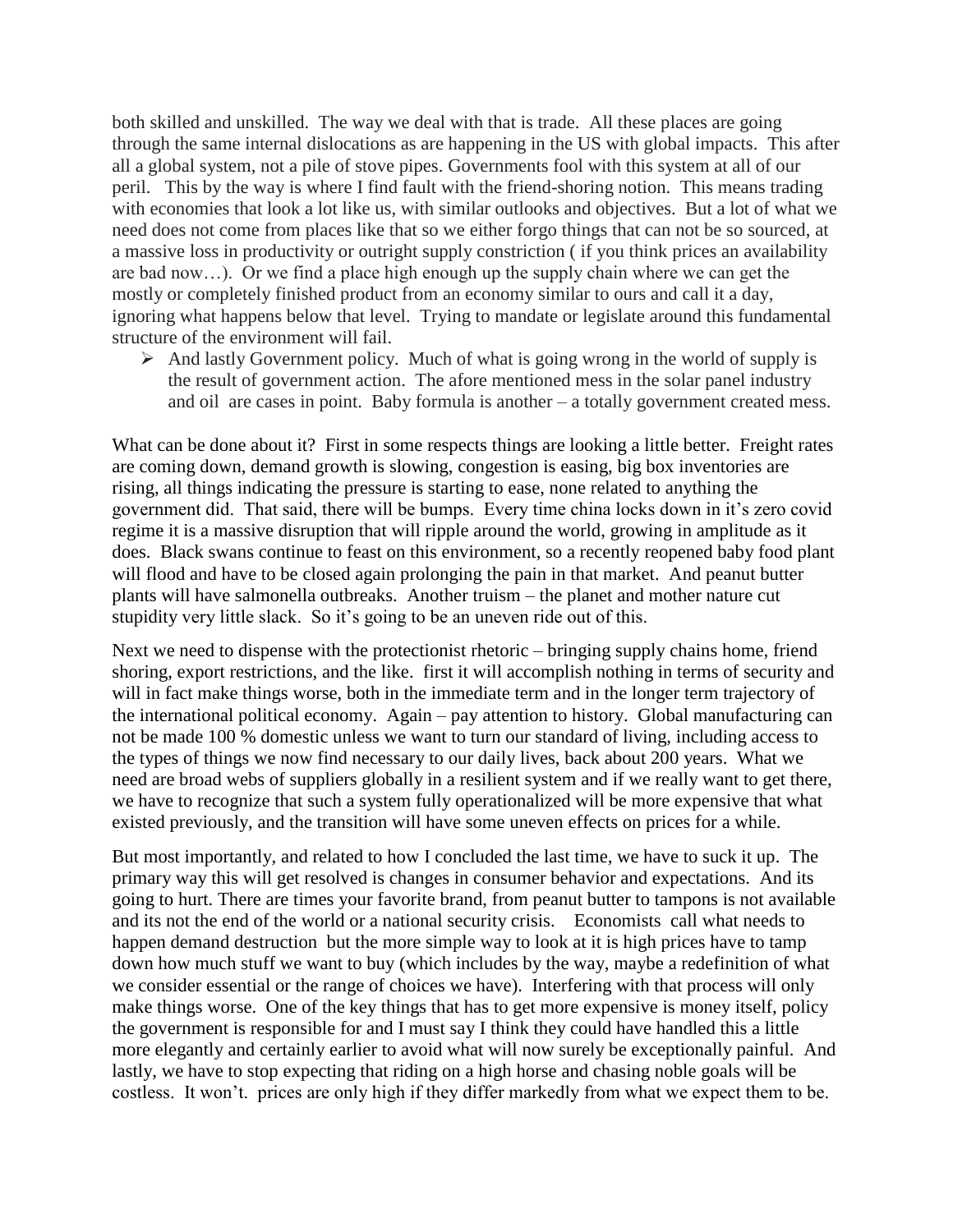both skilled and unskilled. The way we deal with that is trade. All these places are going through the same internal dislocations as are happening in the US with global impacts. This after all a global system, not a pile of stove pipes. Governments fool with this system at all of our peril. This by the way is where I find fault with the friend-shoring notion. This means trading with economies that look a lot like us, with similar outlooks and objectives. But a lot of what we need does not come from places like that so we either forgo things that can not be so sourced, at a massive loss in productivity or outright supply constriction ( if you think prices an availability are bad now…). Or we find a place high enough up the supply chain where we can get the mostly or completely finished product from an economy similar to ours and call it a day, ignoring what happens below that level. Trying to mandate or legislate around this fundamental structure of the environment will fail.

- And lastly Government policy. Much of what is going wrong in the world of supply is the result of government action. The afore mentioned mess in the solar panel industry and oil are cases in point. Baby formula is another – a totally government created mess.

What can be done about it? First in some respects things are looking a little better. Freight rates are coming down, demand growth is slowing, congestion is easing, big box inventories are rising, all things indicating the pressure is starting to ease, none related to anything the government did. That said, there will be bumps. Every time china locks down in it's zero covid regime it is a massive disruption that will ripple around the world, growing in amplitude as it does. Black swans continue to feast on this environment, so a recently reopened baby food plant will flood and have to be closed again prolonging the pain in that market. And peanut butter plants will have salmonella outbreaks. Another truism – the planet and mother nature cut stupidity very little slack. So it's going to be an uneven ride out of this.

Next we need to dispense with the protectionist rhetoric – bringing supply chains home, friend shoring, export restrictions, and the like. first it will accomplish nothing in terms of security and will in fact make things worse, both in the immediate term and in the longer term trajectory of the international political economy. Again – pay attention to history. Global manufacturing can not be made 100 % domestic unless we want to turn our standard of living, including access to the types of things we now find necessary to our daily lives, back about 200 years. What we need are broad webs of suppliers globally in a resilient system and if we really want to get there, we have to recognize that such a system fully operationalized will be more expensive that what existed previously, and the transition will have some uneven effects on prices for a while.

But most importantly, and related to how I concluded the last time, we have to suck it up. The primary way this will get resolved is changes in consumer behavior and expectations. And its going to hurt. There are times your favorite brand, from peanut butter to tampons is not available and its not the end of the world or a national security crisis. Economists call what needs to happen demand destruction but the more simple way to look at it is high prices have to tamp down how much stuff we want to buy (which includes by the way, maybe a redefinition of what we consider essential or the range of choices we have). Interfering with that process will only make things worse. One of the key things that has to get more expensive is money itself, policy the government is responsible for and I must say I think they could have handled this a little more elegantly and certainly earlier to avoid what will now surely be exceptionally painful. And lastly, we have to stop expecting that riding on a high horse and chasing noble goals will be costless. It won't. prices are only high if they differ markedly from what we expect them to be.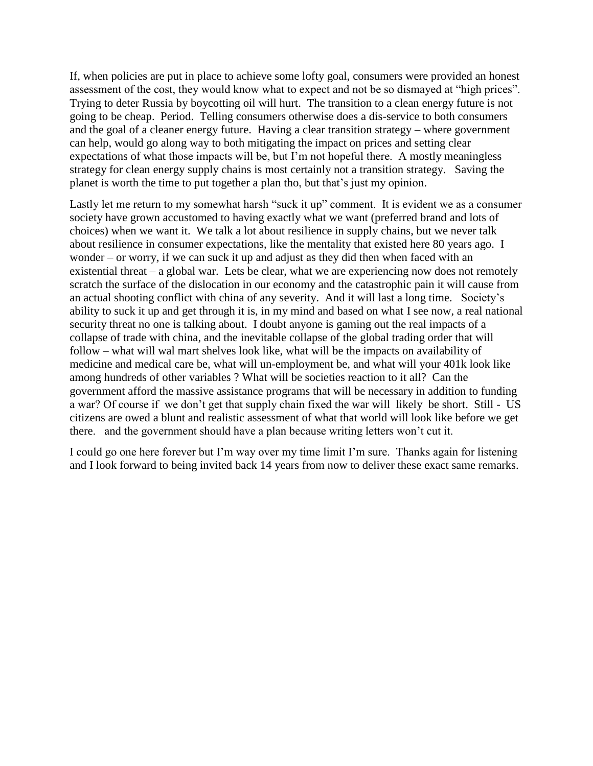If, when policies are put in place to achieve some lofty goal, consumers were provided an honest assessment of the cost, they would know what to expect and not be so dismayed at "high prices". Trying to deter Russia by boycotting oil will hurt. The transition to a clean energy future is not going to be cheap. Period. Telling consumers otherwise does a dis-service to both consumers and the goal of a cleaner energy future. Having a clear transition strategy – where government can help, would go along way to both mitigating the impact on prices and setting clear expectations of what those impacts will be, but I'm not hopeful there. A mostly meaningless strategy for clean energy supply chains is most certainly not a transition strategy. Saving the planet is worth the time to put together a plan tho, but that's just my opinion.

Lastly let me return to my somewhat harsh "suck it up" comment. It is evident we as a consumer society have grown accustomed to having exactly what we want (preferred brand and lots of choices) when we want it. We talk a lot about resilience in supply chains, but we never talk about resilience in consumer expectations, like the mentality that existed here 80 years ago. I wonder – or worry, if we can suck it up and adjust as they did then when faced with an existential threat – a global war. Lets be clear, what we are experiencing now does not remotely scratch the surface of the dislocation in our economy and the catastrophic pain it will cause from an actual shooting conflict with china of any severity. And it will last a long time. Society's ability to suck it up and get through it is, in my mind and based on what I see now, a real national security threat no one is talking about. I doubt anyone is gaming out the real impacts of a collapse of trade with china, and the inevitable collapse of the global trading order that will follow – what will wal mart shelves look like, what will be the impacts on availability of medicine and medical care be, what will un-employment be, and what will your 401k look like among hundreds of other variables ? What will be societies reaction to it all? Can the government afford the massive assistance programs that will be necessary in addition to funding a war? Of course if we don't get that supply chain fixed the war will likely be short. Still - US citizens are owed a blunt and realistic assessment of what that world will look like before we get there. and the government should have a plan because writing letters won't cut it.

I could go one here forever but I'm way over my time limit I'm sure. Thanks again for listening and I look forward to being invited back 14 years from now to deliver these exact same remarks.